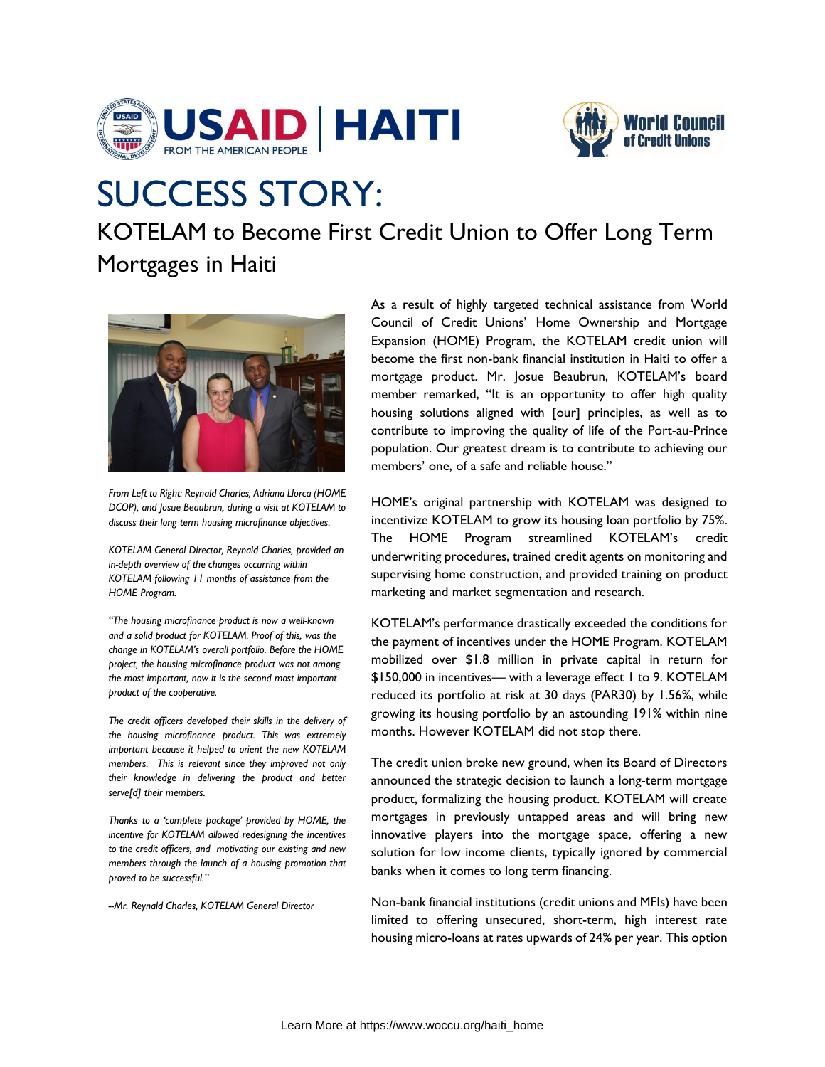# SUCCESS STORY:

## KOTELAM to Become First Credit Union to Offer Long Term Mortgages in Haiti

*From Left to Right: Reynald Charles, Adriana Llorca (HOME DCOP), and Josue Beaubrun, during a visit at KOTELAM to discuss their long term housing microfinance objectives.*

*KOTELAM General Director, Reynald Charles, provided an in-depth overview of the changes occurring within KOTELAM following 11 months of assistance from the HOME Program.*

*"The housing microfinance product is now a well-known and a solid product for KOTELAM. Proof of this, was the change in KOTELAM's overall portfolio. Before the HOME project, the housing microfinance product was not among the most important, now it is the second most important product of the cooperative.*

*The credit officers developed their skills in the delivery of the housing microfinance product. This was extremely important because it helped to orient the new KOTELAM members. This is relevant since they improved not only their knowledge in delivering the product and better serve[d] their members.*

*Thanks to a 'complete package' provided by HOME, the incentive for KOTELAM allowed redesigning the incentives to the credit officers, and motivating our existing and new members through the launch of a housing promotion that proved to be successful."*

*–Mr. Reynald Charles, KOTELAM General Director*

As a result of highly targeted technical assistance from World Council of Credit Unions' Home Ownership and Mortgage Expansion (HOME) Program, the KOTELAM credit union will become the first non-bank financial institution in Haiti to offer a mortgage product. Mr. Josue Beaubrun, KOTELAM's board member remarked, "It is an opportunity to offer high quality housing solutions aligned with [our] principles, as well as to contribute to improving the quality of life of the Port-au-Prince population. Our greatest dream is to contribute to achieving our members' one, of a safe and reliable house."

HOME's original partnership with KOTELAM was designed to incentivize KOTELAM to grow its housing loan portfolio by 75%. The HOME Program streamlined KOTELAM's credit underwriting procedures, trained credit agents on monitoring and supervising home construction, and provided training on product marketing and market segmentation and research.

KOTELAM's performance drastically exceeded the conditions for the payment of incentives under the HOME Program. KOTELAM mobilized over $1.8 million in private capital in return for $150,000 in incentives— with a leverage effect 1 to 9. KOTELAM reduced its portfolio at risk at 30 days (PAR30) by 1.56%, while growing its housing portfolio by an astounding 191% within nine months. However KOTELAM did not stop there.

The credit union broke new ground, when its Board of Directors announced the strategic decision to launch a long-term mortgage product, formalizing the housing product. KOTELAM will create mortgages in previously untapped areas and will bring new innovative players into the mortgage space, offering a new solution for low income clients, typically ignored by commercial banks when it comes to long term financing.

Non-bank financial institutions (credit unions and MFIs) have been limited to offering unsecured, short-term, high interest rate housing micro-loans at rates upwards of 24% per year. This option

Learn More at https://www.woccu.org/haiti_home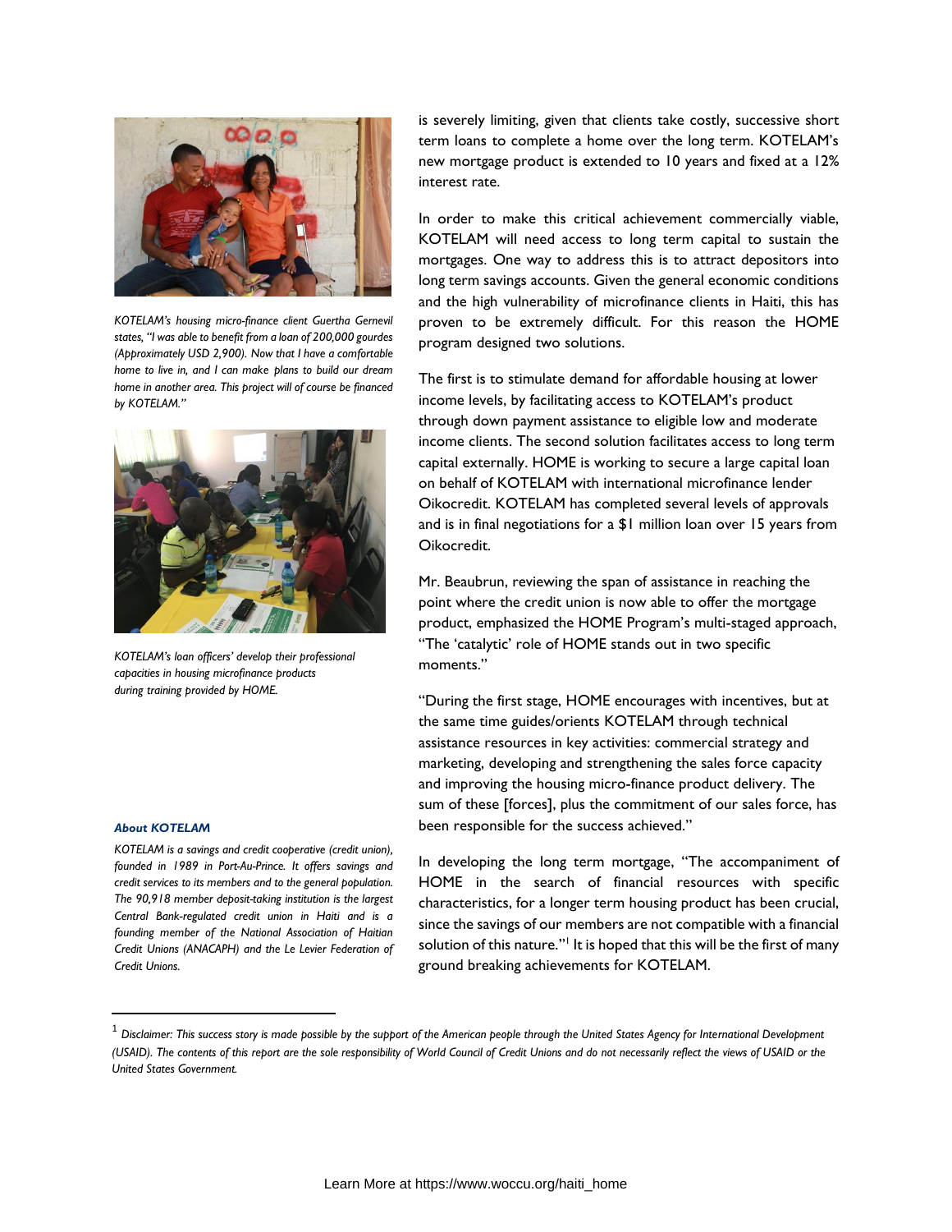*KOTELAM's housing micro-finance client Guertha Gernevil states, "I was able to benefit from a loan of 200,000 gourdes (Approximately USD 2,900). Now that I have a comfortable home to live in, and I can make plans to build our dream home in another area. This project will of course be financed by KOTELAM."*

*KOTELAM's loan officers' develop their professional capacities in housing microfinance products during training provided by HOME.*

**About KOTELAM**

*KOTELAM is a savings and credit cooperative (credit union), founded in 1989 in Port-Au-Prince. It offers savings and credit services to its members and to the general population. The 90,918 member deposit-taking institution is the largest Central Bank-regulated credit union in Haiti and is a founding member of the National Association of Haitian Credit Unions (ANACAPH) and the Le Levier Federation of Credit Unions.*

is severely limiting, given that clients take costly, successive short term loans to complete a home over the long term. KOTELAM's new mortgage product is extended to 10 years and fixed at a 12% interest rate.

In order to make this critical achievement commercially viable, KOTELAM will need access to long term capital to sustain the mortgages. One way to address this is to attract depositors into long term savings accounts. Given the general economic conditions and the high vulnerability of microfinance clients in Haiti, this has proven to be extremely difficult. For this reason the HOME program designed two solutions.

The first is to stimulate demand for affordable housing at lower income levels, by facilitating access to KOTELAM's product through down payment assistance to eligible low and moderate income clients. The second solution facilitates access to long term capital externally. HOME is working to secure a large capital loan on behalf of KOTELAM with international microfinance lender Oikocredit. KOTELAM has completed several levels of approvals and is in final negotiations for a $1 million loan over 15 years from Oikocredit.

Mr. Beaubrun, reviewing the span of assistance in reaching the point where the credit union is now able to offer the mortgage product, emphasized the HOME Program's multi-staged approach, "The 'catalytic' role of HOME stands out in two specific moments."

"During the first stage, HOME encourages with incentives, but at the same time guides/orients KOTELAM through technical assistance resources in key activities: commercial strategy and marketing, developing and strengthening the sales force capacity and improving the housing micro-finance product delivery. The sum of these [forces], plus the commitment of our sales force, has been responsible for the success achieved."

In developing the long term mortgage, "The accompaniment of HOME in the search of financial resources with specific characteristics, for a longer term housing product has been crucial, since the savings of our members are not compatible with a financial solution of this nature."[1] It is hoped that this will be the first of many ground breaking achievements for KOTELAM.

[1] *Disclaimer: This success story is made possible by the support of the American people through the United States Agency for International Development (USAID). The contents of this report are the sole responsibility of World Council of Credit Unions and do not necessarily reflect the views of USAID or the United States Government.*

Learn More at https://www.woccu.org/haiti_home